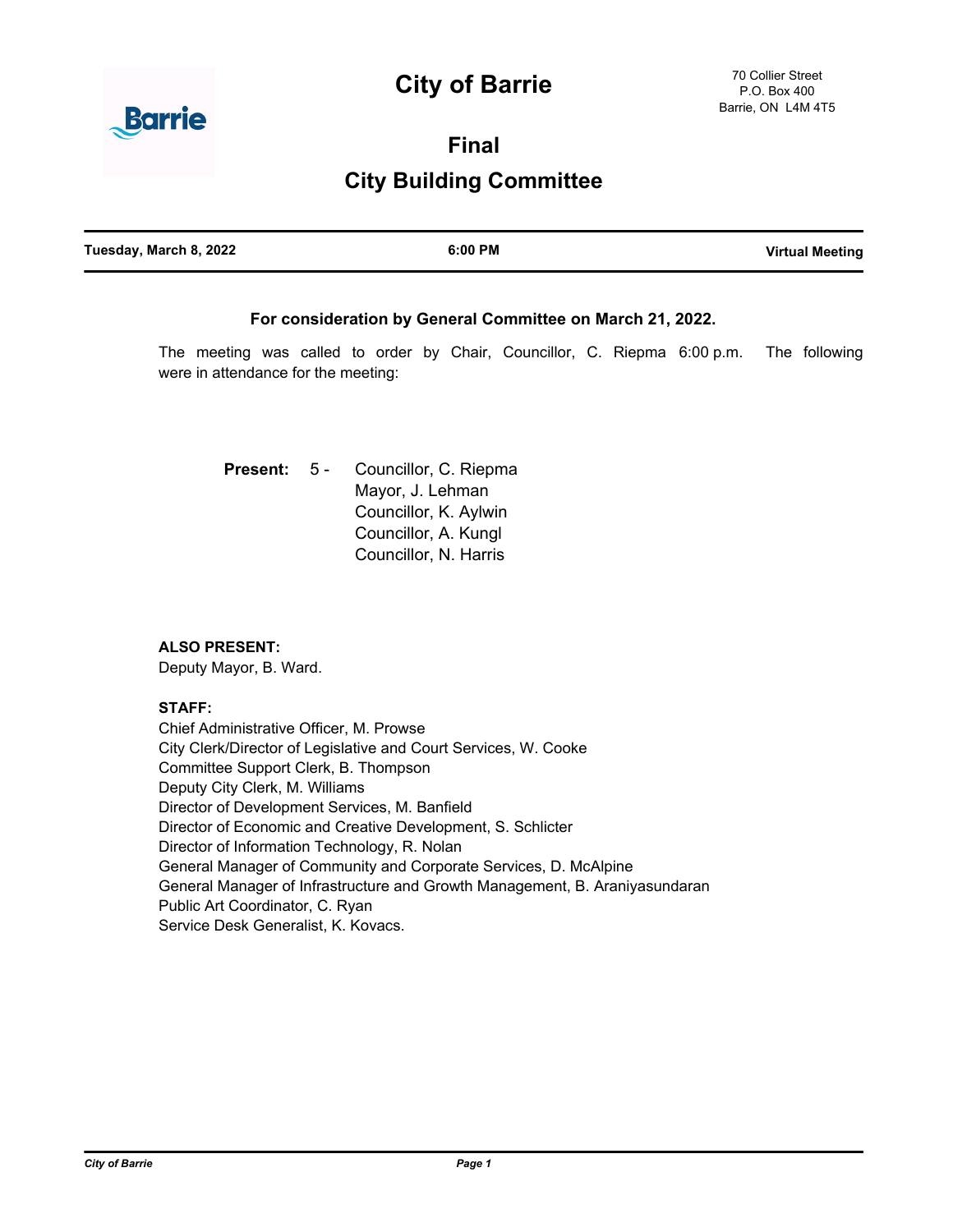# City of Barrie

70 Collier Street
P.O. Box 400
Barrie, ON L4M 4T5

## Final

## City Building Committee

| Tuesday, March 8, 2022 | 6:00 PM | Virtual Meeting |
|---|---|---|

**For consideration by General Committee on March 21, 2022.**

The meeting was called to order by Chair, Councillor, C. Riepma 6:00 p.m. The following were in attendance for the meeting:

**Present:** 5 - Councillor, C. Riepma
Mayor, J. Lehman
Councillor, K. Aylwin
Councillor, A. Kungl
Councillor, N. Harris

**ALSO PRESENT:**
Deputy Mayor, B. Ward.

**STAFF:**
Chief Administrative Officer, M. Prowse
City Clerk/Director of Legislative and Court Services, W. Cooke
Committee Support Clerk, B. Thompson
Deputy City Clerk, M. Williams
Director of Development Services, M. Banfield
Director of Economic and Creative Development, S. Schlicter
Director of Information Technology, R. Nolan
General Manager of Community and Corporate Services, D. McAlpine
General Manager of Infrastructure and Growth Management, B. Araniyasundaran
Public Art Coordinator, C. Ryan
Service Desk Generalist, K. Kovacs.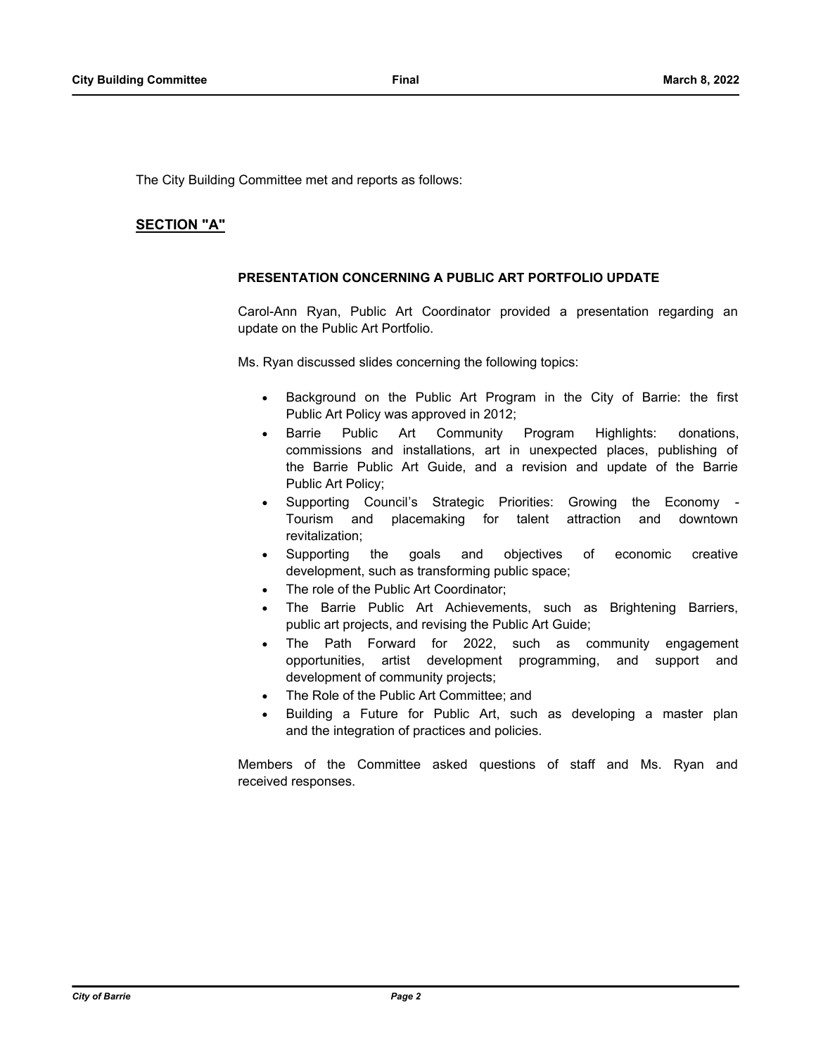The City Building Committee met and reports as follows:

## SECTION "A"

### PRESENTATION CONCERNING A PUBLIC ART PORTFOLIO UPDATE

Carol-Ann Ryan, Public Art Coordinator provided a presentation regarding an update on the Public Art Portfolio.

Ms. Ryan discussed slides concerning the following topics:

- Background on the Public Art Program in the City of Barrie: the first Public Art Policy was approved in 2012;
- Barrie Public Art Community Program Highlights: donations, commissions and installations, art in unexpected places, publishing of the Barrie Public Art Guide, and a revision and update of the Barrie Public Art Policy;
- Supporting Council's Strategic Priorities: Growing the Economy - Tourism and placemaking for talent attraction and downtown revitalization;
- Supporting the goals and objectives of economic creative development, such as transforming public space;
- The role of the Public Art Coordinator;
- The Barrie Public Art Achievements, such as Brightening Barriers, public art projects, and revising the Public Art Guide;
- The Path Forward for 2022, such as community engagement opportunities, artist development programming, and support and development of community projects;
- The Role of the Public Art Committee; and
- Building a Future for Public Art, such as developing a master plan and the integration of practices and policies.

Members of the Committee asked questions of staff and Ms. Ryan and received responses.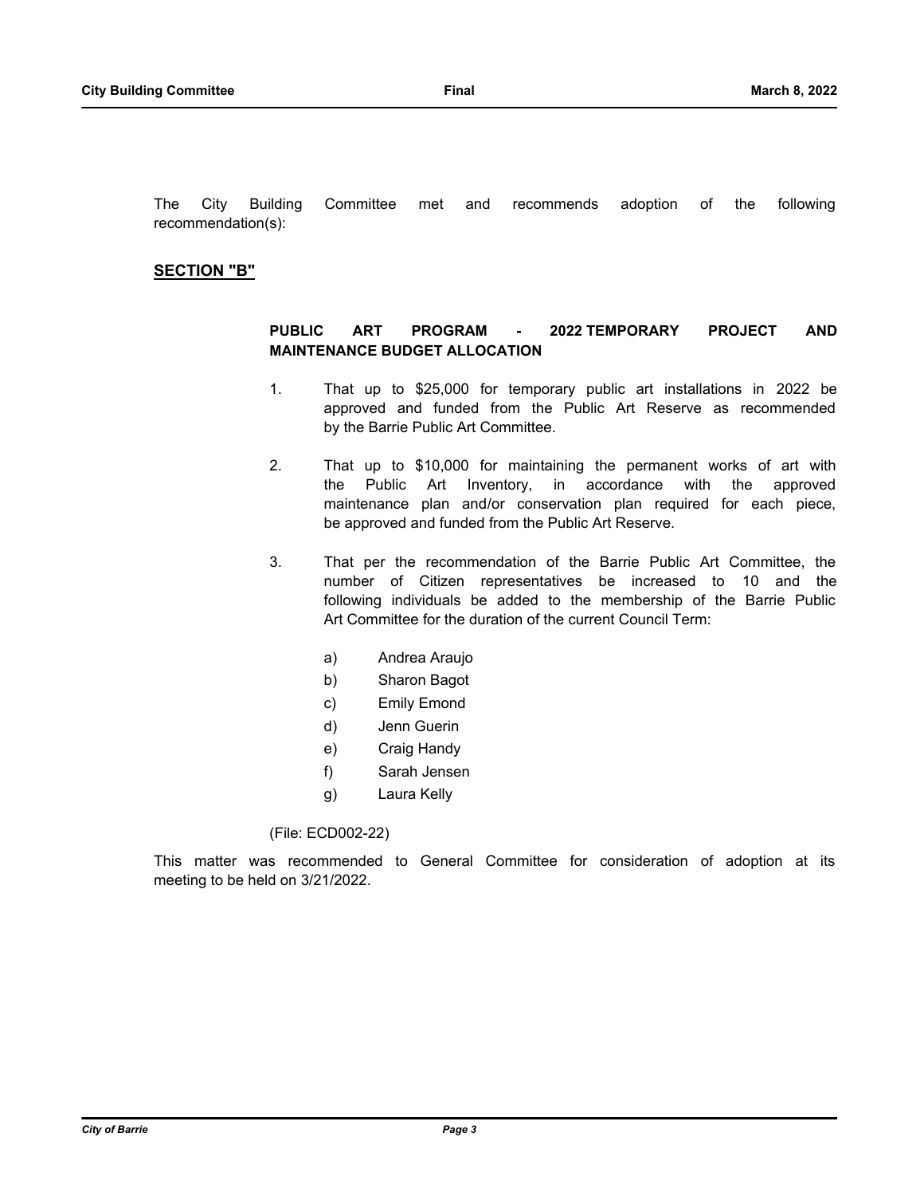The City Building Committee met and recommends adoption of the following recommendation(s):

## SECTION "B"

### PUBLIC ART PROGRAM - 2022 TEMPORARY PROJECT AND MAINTENANCE BUDGET ALLOCATION

1. That up to $25,000 for temporary public art installations in 2022 be approved and funded from the Public Art Reserve as recommended by the Barrie Public Art Committee.

2. That up to $10,000 for maintaining the permanent works of art with the Public Art Inventory, in accordance with the approved maintenance plan and/or conservation plan required for each piece, be approved and funded from the Public Art Reserve.

3. That per the recommendation of the Barrie Public Art Committee, the number of Citizen representatives be increased to 10 and the following individuals be added to the membership of the Barrie Public Art Committee for the duration of the current Council Term:

   a) Andrea Araujo
   b) Sharon Bagot
   c) Emily Emond
   d) Jenn Guerin
   e) Craig Handy
   f) Sarah Jensen
   g) Laura Kelly

(File: ECD002-22)

This matter was recommended to General Committee for consideration of adoption at its meeting to be held on 3/21/2022.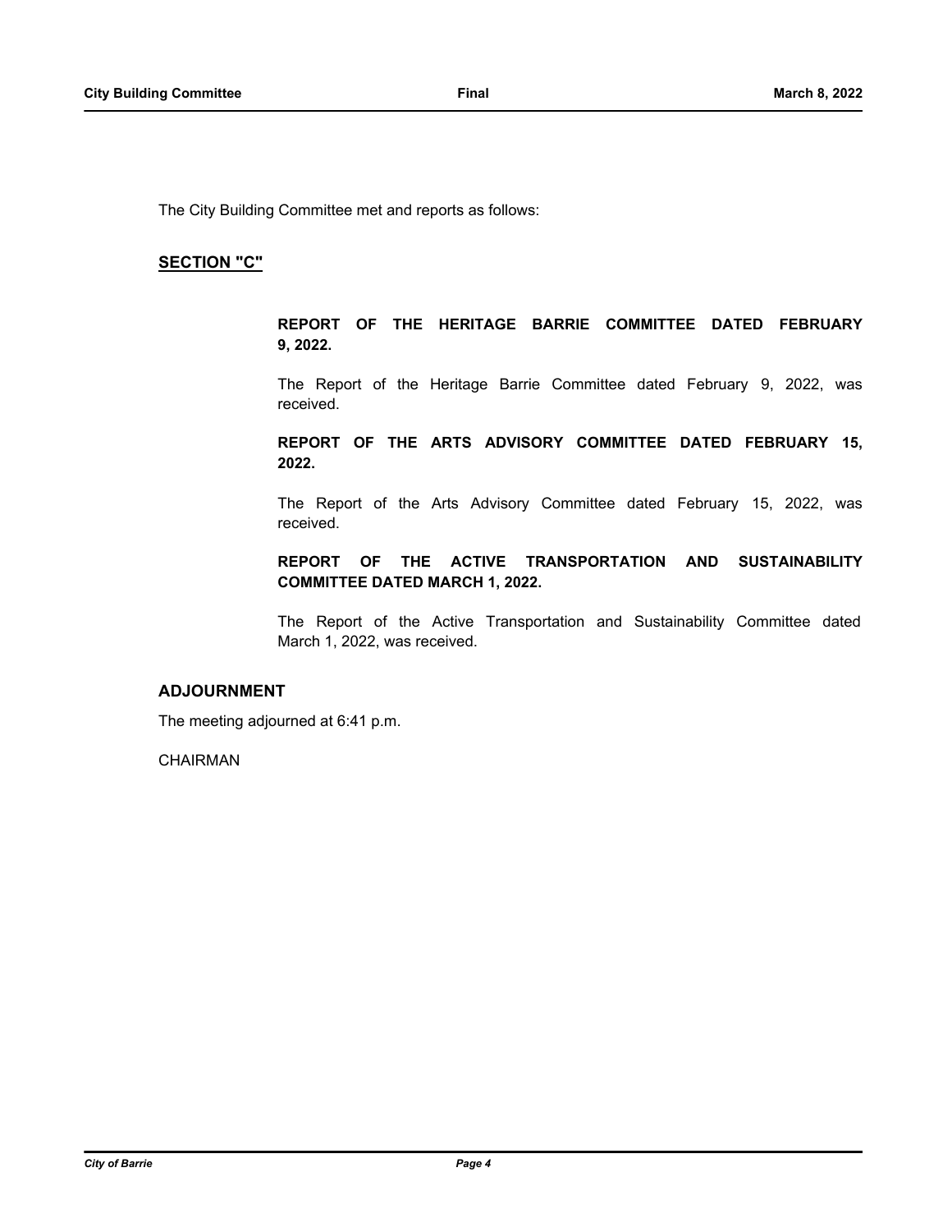The City Building Committee met and reports as follows:

## SECTION "C"

**REPORT OF THE HERITAGE BARRIE COMMITTEE DATED FEBRUARY 9, 2022.**

The Report of the Heritage Barrie Committee dated February 9, 2022, was received.

**REPORT OF THE ARTS ADVISORY COMMITTEE DATED FEBRUARY 15, 2022.**

The Report of the Arts Advisory Committee dated February 15, 2022, was received.

**REPORT OF THE ACTIVE TRANSPORTATION AND SUSTAINABILITY COMMITTEE DATED MARCH 1, 2022.**

The Report of the Active Transportation and Sustainability Committee dated March 1, 2022, was received.

## ADJOURNMENT

The meeting adjourned at 6:41 p.m.

CHAIRMAN